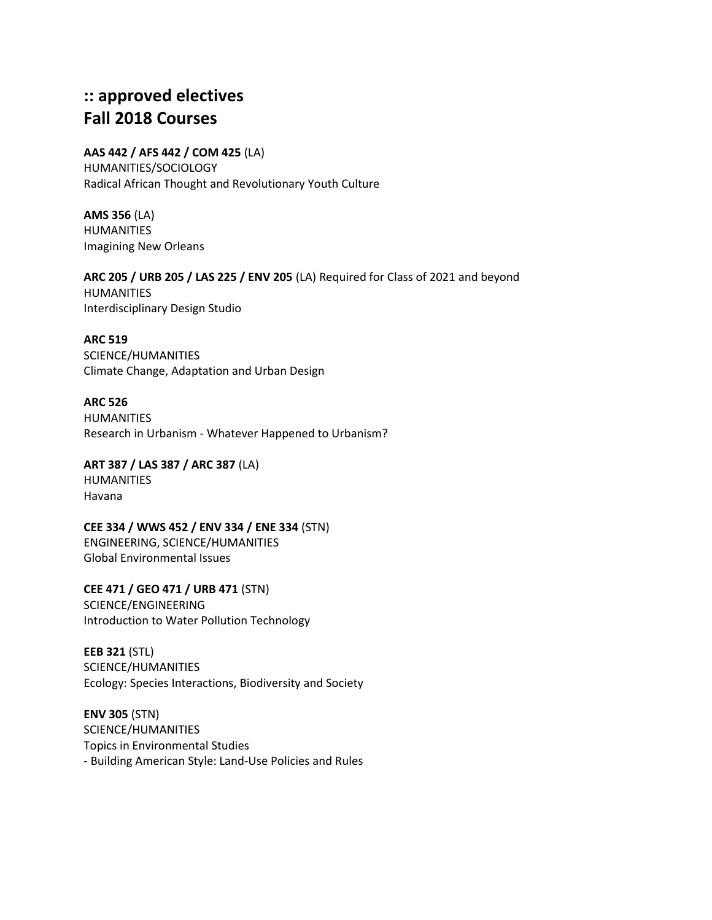# :: approved electives
# Fall 2018 Courses

**AAS 442 / AFS 442 / COM 425** (LA)
HUMANITIES/SOCIOLOGY
Radical African Thought and Revolutionary Youth Culture

**AMS 356** (LA)
HUMANITIES
Imagining New Orleans

**ARC 205 / URB 205 / LAS 225 / ENV 205** (LA) Required for Class of 2021 and beyond
HUMANITIES
Interdisciplinary Design Studio

**ARC 519**
SCIENCE/HUMANITIES
Climate Change, Adaptation and Urban Design

**ARC 526**
HUMANITIES
Research in Urbanism - Whatever Happened to Urbanism?

**ART 387 / LAS 387 / ARC 387** (LA)
HUMANITIES
Havana

**CEE 334 / WWS 452 / ENV 334 / ENE 334** (STN)
ENGINEERING, SCIENCE/HUMANITIES
Global Environmental Issues

**CEE 471 / GEO 471 / URB 471** (STN)
SCIENCE/ENGINEERING
Introduction to Water Pollution Technology

**EEB 321** (STL)
SCIENCE/HUMANITIES
Ecology: Species Interactions, Biodiversity and Society

**ENV 305** (STN)
SCIENCE/HUMANITIES
Topics in Environmental Studies
- Building American Style: Land-Use Policies and Rules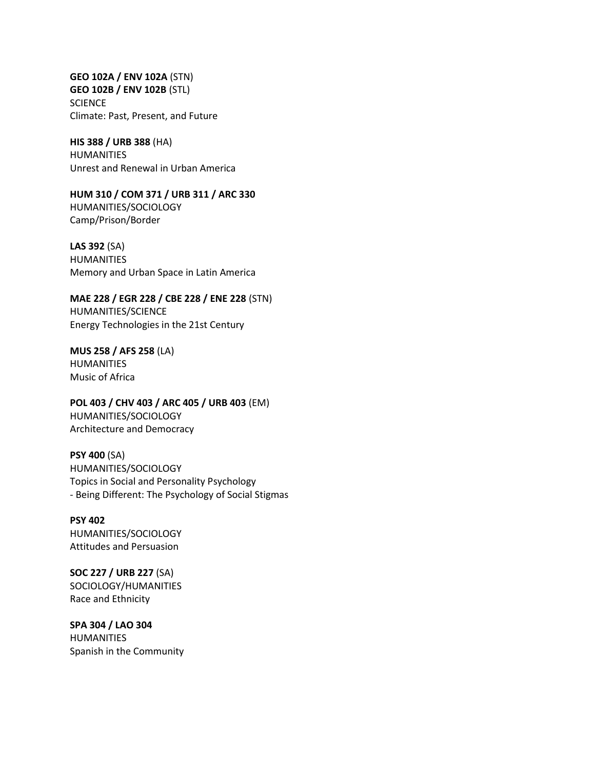**GEO 102A / ENV 102A** (STN)
**GEO 102B / ENV 102B** (STL)
SCIENCE
Climate: Past, Present, and Future

**HIS 388 / URB 388** (HA)
HUMANITIES
Unrest and Renewal in Urban America

**HUM 310 / COM 371 / URB 311 / ARC 330**
HUMANITIES/SOCIOLOGY
Camp/Prison/Border

**LAS 392** (SA)
HUMANITIES
Memory and Urban Space in Latin America

**MAE 228 / EGR 228 / CBE 228 / ENE 228** (STN)
HUMANITIES/SCIENCE
Energy Technologies in the 21st Century

**MUS 258 / AFS 258** (LA)
HUMANITIES
Music of Africa

**POL 403 / CHV 403 / ARC 405 / URB 403** (EM)
HUMANITIES/SOCIOLOGY
Architecture and Democracy

**PSY 400** (SA)
HUMANITIES/SOCIOLOGY
Topics in Social and Personality Psychology
- Being Different: The Psychology of Social Stigmas

**PSY 402**
HUMANITIES/SOCIOLOGY
Attitudes and Persuasion

**SOC 227 / URB 227** (SA)
SOCIOLOGY/HUMANITIES
Race and Ethnicity

**SPA 304 / LAO 304**
HUMANITIES
Spanish in the Community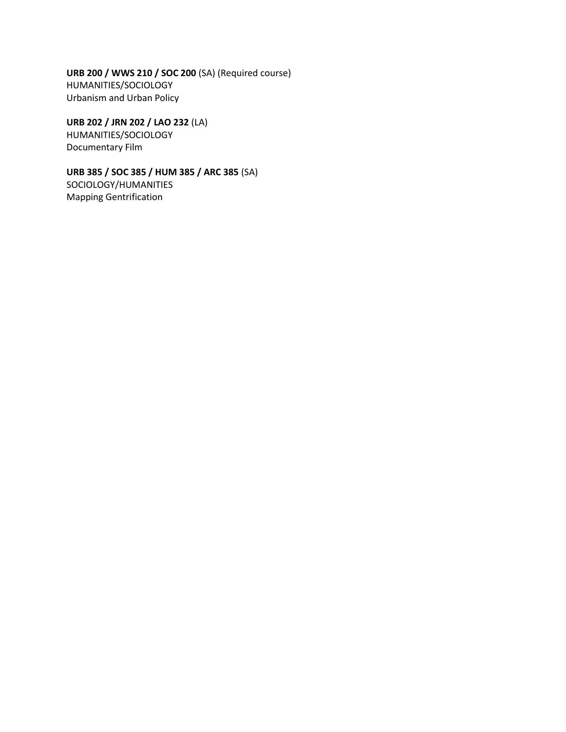**URB 200 / WWS 210 / SOC 200** (SA) (Required course)
HUMANITIES/SOCIOLOGY
Urbanism and Urban Policy

**URB 202 / JRN 202 / LAO 232** (LA)
HUMANITIES/SOCIOLOGY
Documentary Film

**URB 385 / SOC 385 / HUM 385 / ARC 385** (SA)
SOCIOLOGY/HUMANITIES
Mapping Gentrification